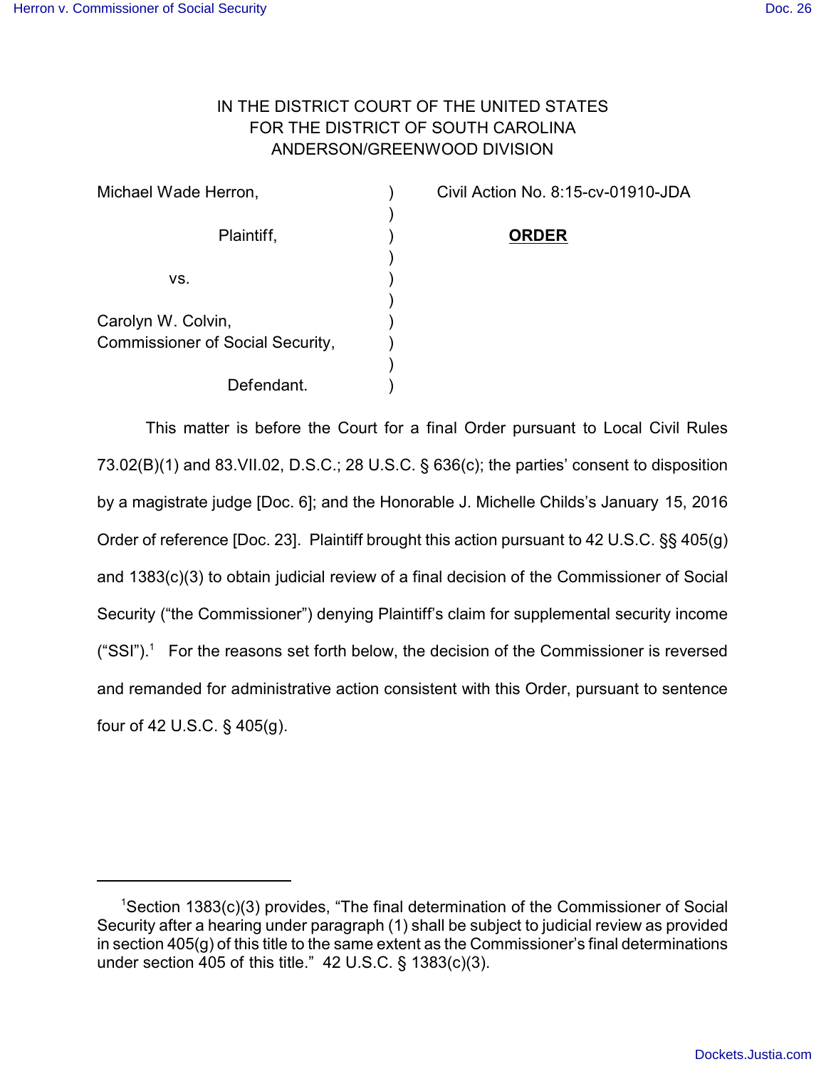IN THE DISTRICT COURT OF THE UNITED STATES
FOR THE DISTRICT OF SOUTH CAROLINA
ANDERSON/GREENWOOD DIVISION

| | | |
|---|---|---|
| Michael Wade Herron, | ) | Civil Action No. 8:15-cv-01910-JDA |
| | ) | |
| Plaintiff, | ) | **ORDER** |
| | ) | |
| vs. | ) | |
| | ) | |
| Carolyn W. Colvin, | ) | |
| Commissioner of Social Security, | ) | |
| | ) | |
| Defendant. | ) | |

This matter is before the Court for a final Order pursuant to Local Civil Rules 73.02(B)(1) and 83.VII.02, D.S.C.; 28 U.S.C. § 636(c); the parties' consent to disposition by a magistrate judge [Doc. 6]; and the Honorable J. Michelle Childs's January 15, 2016 Order of reference [Doc. 23]. Plaintiff brought this action pursuant to 42 U.S.C. §§ 405(g) and 1383(c)(3) to obtain judicial review of a final decision of the Commissioner of Social Security ("the Commissioner") denying Plaintiff's claim for supplemental security income ("SSI").[1] For the reasons set forth below, the decision of the Commissioner is reversed and remanded for administrative action consistent with this Order, pursuant to sentence four of 42 U.S.C. § 405(g).

---

[1]Section 1383(c)(3) provides, "The final determination of the Commissioner of Social Security after a hearing under paragraph (1) shall be subject to judicial review as provided in section 405(g) of this title to the same extent as the Commissioner's final determinations under section 405 of this title." 42 U.S.C. § 1383(c)(3).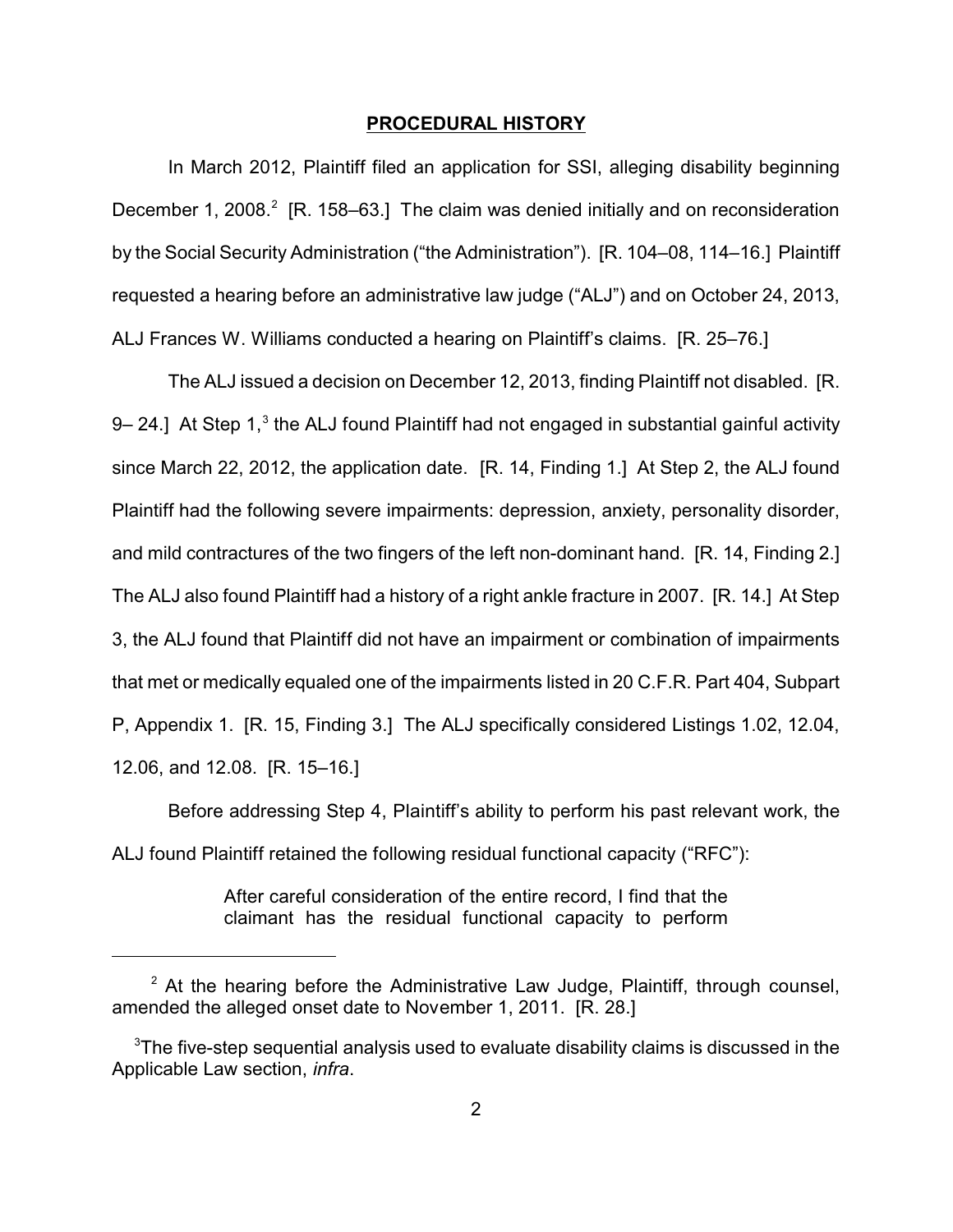## **PROCEDURAL HISTORY**

In March 2012, Plaintiff filed an application for SSI, alleging disability beginning December 1, 2008.[2] [R. 158–63.] The claim was denied initially and on reconsideration by the Social Security Administration ("the Administration"). [R. 104–08, 114–16.] Plaintiff requested a hearing before an administrative law judge ("ALJ") and on October 24, 2013, ALJ Frances W. Williams conducted a hearing on Plaintiff's claims. [R. 25–76.]

The ALJ issued a decision on December 12, 2013, finding Plaintiff not disabled. [R. 9– 24.] At Step 1,[3] the ALJ found Plaintiff had not engaged in substantial gainful activity since March 22, 2012, the application date. [R. 14, Finding 1.] At Step 2, the ALJ found Plaintiff had the following severe impairments: depression, anxiety, personality disorder, and mild contractures of the two fingers of the left non-dominant hand. [R. 14, Finding 2.] The ALJ also found Plaintiff had a history of a right ankle fracture in 2007. [R. 14.] At Step 3, the ALJ found that Plaintiff did not have an impairment or combination of impairments that met or medically equaled one of the impairments listed in 20 C.F.R. Part 404, Subpart P, Appendix 1. [R. 15, Finding 3.] The ALJ specifically considered Listings 1.02, 12.04, 12.06, and 12.08. [R. 15–16.]

Before addressing Step 4, Plaintiff's ability to perform his past relevant work, the ALJ found Plaintiff retained the following residual functional capacity ("RFC"):

> After careful consideration of the entire record, I find that the claimant has the residual functional capacity to perform

---

[2] At the hearing before the Administrative Law Judge, Plaintiff, through counsel, amended the alleged onset date to November 1, 2011. [R. 28.]

[3] The five-step sequential analysis used to evaluate disability claims is discussed in the Applicable Law section, *infra*.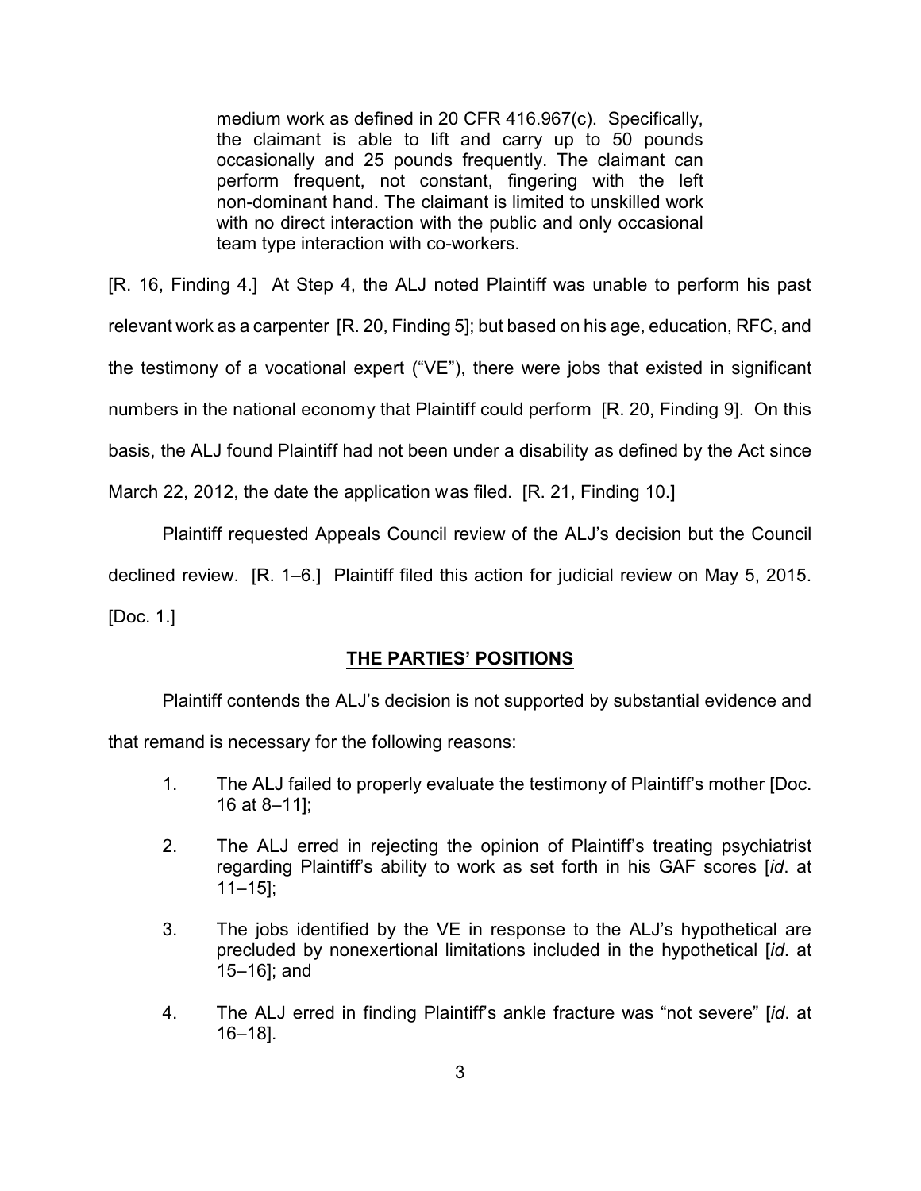> medium work as defined in 20 CFR 416.967(c). Specifically, the claimant is able to lift and carry up to 50 pounds occasionally and 25 pounds frequently. The claimant can perform frequent, not constant, fingering with the left non-dominant hand. The claimant is limited to unskilled work with no direct interaction with the public and only occasional team type interaction with co-workers.

[R. 16, Finding 4.] At Step 4, the ALJ noted Plaintiff was unable to perform his past relevant work as a carpenter [R. 20, Finding 5]; but based on his age, education, RFC, and the testimony of a vocational expert ("VE"), there were jobs that existed in significant numbers in the national economy that Plaintiff could perform [R. 20, Finding 9]. On this basis, the ALJ found Plaintiff had not been under a disability as defined by the Act since March 22, 2012, the date the application was filed. [R. 21, Finding 10.]

Plaintiff requested Appeals Council review of the ALJ's decision but the Council declined review. [R. 1–6.] Plaintiff filed this action for judicial review on May 5, 2015. [Doc. 1.]

## THE PARTIES' POSITIONS

Plaintiff contends the ALJ's decision is not supported by substantial evidence and that remand is necessary for the following reasons:

1. The ALJ failed to properly evaluate the testimony of Plaintiff's mother [Doc. 16 at 8–11];
2. The ALJ erred in rejecting the opinion of Plaintiff's treating psychiatrist regarding Plaintiff's ability to work as set forth in his GAF scores [*id*. at 11–15];
3. The jobs identified by the VE in response to the ALJ's hypothetical are precluded by nonexertional limitations included in the hypothetical [*id*. at 15–16]; and
4. The ALJ erred in finding Plaintiff's ankle fracture was "not severe" [*id*. at 16–18].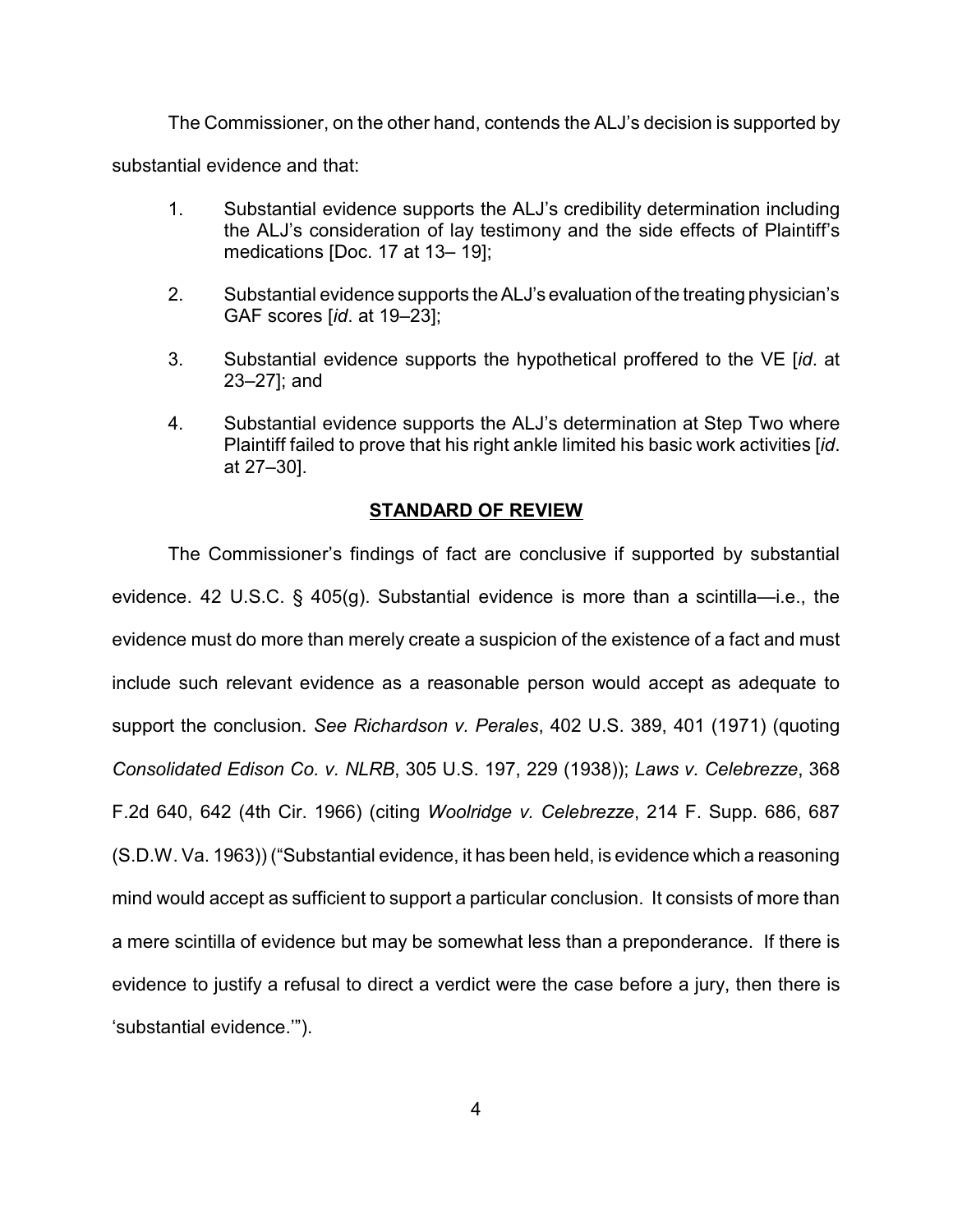The Commissioner, on the other hand, contends the ALJ's decision is supported by substantial evidence and that:

1. Substantial evidence supports the ALJ's credibility determination including the ALJ's consideration of lay testimony and the side effects of Plaintiff's medications [Doc. 17 at 13– 19];

2. Substantial evidence supports the ALJ's evaluation of the treating physician's GAF scores [*id*. at 19–23];

3. Substantial evidence supports the hypothetical proffered to the VE [*id*. at 23–27]; and

4. Substantial evidence supports the ALJ's determination at Step Two where Plaintiff failed to prove that his right ankle limited his basic work activities [*id*. at 27–30].

## STANDARD OF REVIEW

The Commissioner's findings of fact are conclusive if supported by substantial evidence. 42 U.S.C. § 405(g). Substantial evidence is more than a scintilla—i.e., the evidence must do more than merely create a suspicion of the existence of a fact and must include such relevant evidence as a reasonable person would accept as adequate to support the conclusion. *See Richardson v. Perales*, 402 U.S. 389, 401 (1971) (quoting *Consolidated Edison Co. v. NLRB*, 305 U.S. 197, 229 (1938)); *Laws v. Celebrezze*, 368 F.2d 640, 642 (4th Cir. 1966) (citing *Woolridge v. Celebrezze*, 214 F. Supp. 686, 687 (S.D.W. Va. 1963)) ("Substantial evidence, it has been held, is evidence which a reasoning mind would accept as sufficient to support a particular conclusion. It consists of more than a mere scintilla of evidence but may be somewhat less than a preponderance. If there is evidence to justify a refusal to direct a verdict were the case before a jury, then there is 'substantial evidence.'").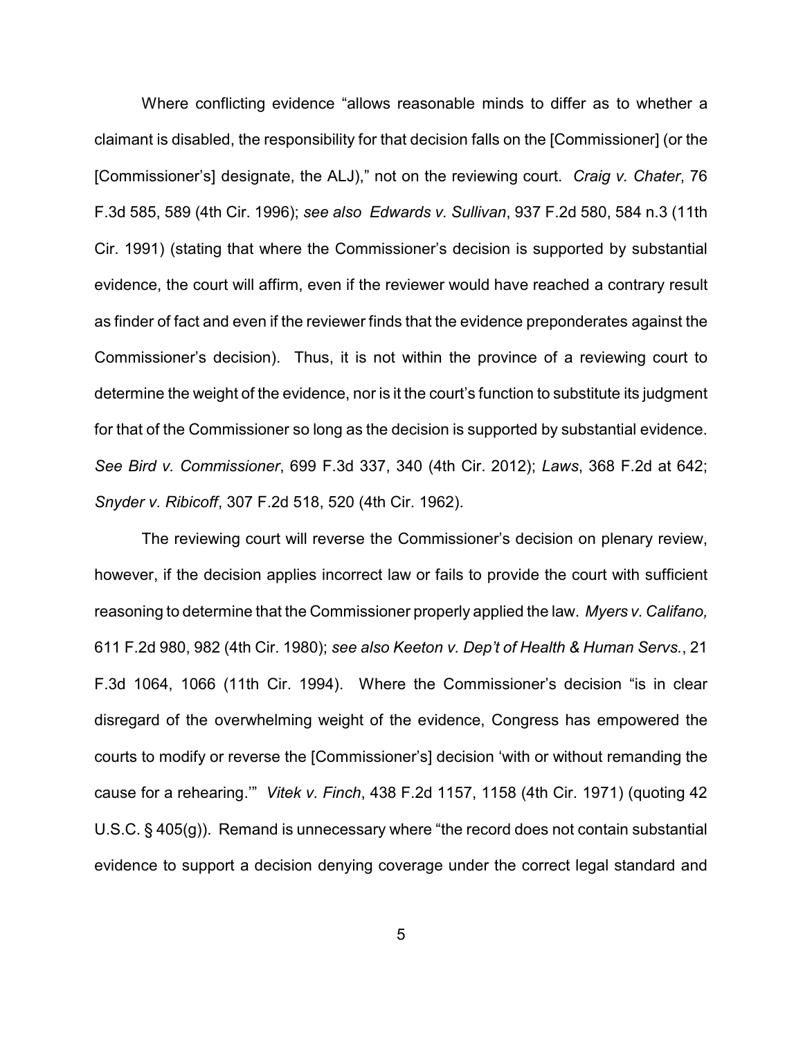Where conflicting evidence "allows reasonable minds to differ as to whether a claimant is disabled, the responsibility for that decision falls on the [Commissioner] (or the [Commissioner's] designate, the ALJ)," not on the reviewing court. *Craig v. Chater*, 76 F.3d 585, 589 (4th Cir. 1996); *see also Edwards v. Sullivan*, 937 F.2d 580, 584 n.3 (11th Cir. 1991) (stating that where the Commissioner's decision is supported by substantial evidence, the court will affirm, even if the reviewer would have reached a contrary result as finder of fact and even if the reviewer finds that the evidence preponderates against the Commissioner's decision). Thus, it is not within the province of a reviewing court to determine the weight of the evidence, nor is it the court's function to substitute its judgment for that of the Commissioner so long as the decision is supported by substantial evidence. *See Bird v. Commissioner*, 699 F.3d 337, 340 (4th Cir. 2012); *Laws*, 368 F.2d at 642; *Snyder v. Ribicoff*, 307 F.2d 518, 520 (4th Cir. 1962).

The reviewing court will reverse the Commissioner's decision on plenary review, however, if the decision applies incorrect law or fails to provide the court with sufficient reasoning to determine that the Commissioner properly applied the law. *Myers v. Califano,* 611 F.2d 980, 982 (4th Cir. 1980); *see also Keeton v. Dep't of Health & Human Servs.*, 21 F.3d 1064, 1066 (11th Cir. 1994). Where the Commissioner's decision "is in clear disregard of the overwhelming weight of the evidence, Congress has empowered the courts to modify or reverse the [Commissioner's] decision 'with or without remanding the cause for a rehearing.'" *Vitek v. Finch*, 438 F.2d 1157, 1158 (4th Cir. 1971) (quoting 42 U.S.C. § 405(g)). Remand is unnecessary where "the record does not contain substantial evidence to support a decision denying coverage under the correct legal standard and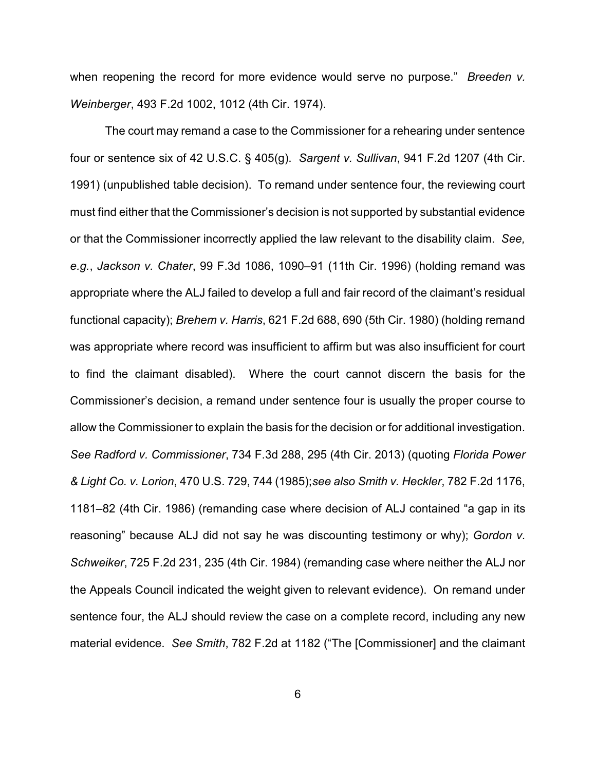when reopening the record for more evidence would serve no purpose." *Breeden v. Weinberger*, 493 F.2d 1002, 1012 (4th Cir. 1974).

The court may remand a case to the Commissioner for a rehearing under sentence four or sentence six of 42 U.S.C. § 405(g). *Sargent v. Sullivan*, 941 F.2d 1207 (4th Cir. 1991) (unpublished table decision). To remand under sentence four, the reviewing court must find either that the Commissioner's decision is not supported by substantial evidence or that the Commissioner incorrectly applied the law relevant to the disability claim. *See, e.g.*, *Jackson v. Chater*, 99 F.3d 1086, 1090–91 (11th Cir. 1996) (holding remand was appropriate where the ALJ failed to develop a full and fair record of the claimant's residual functional capacity); *Brehem v. Harris*, 621 F.2d 688, 690 (5th Cir. 1980) (holding remand was appropriate where record was insufficient to affirm but was also insufficient for court to find the claimant disabled). Where the court cannot discern the basis for the Commissioner's decision, a remand under sentence four is usually the proper course to allow the Commissioner to explain the basis for the decision or for additional investigation. *See Radford v. Commissioner*, 734 F.3d 288, 295 (4th Cir. 2013) (quoting *Florida Power & Light Co. v. Lorion*, 470 U.S. 729, 744 (1985);*see also Smith v. Heckler*, 782 F.2d 1176, 1181–82 (4th Cir. 1986) (remanding case where decision of ALJ contained "a gap in its reasoning" because ALJ did not say he was discounting testimony or why); *Gordon v. Schweiker*, 725 F.2d 231, 235 (4th Cir. 1984) (remanding case where neither the ALJ nor the Appeals Council indicated the weight given to relevant evidence). On remand under sentence four, the ALJ should review the case on a complete record, including any new material evidence. *See Smith*, 782 F.2d at 1182 ("The [Commissioner] and the claimant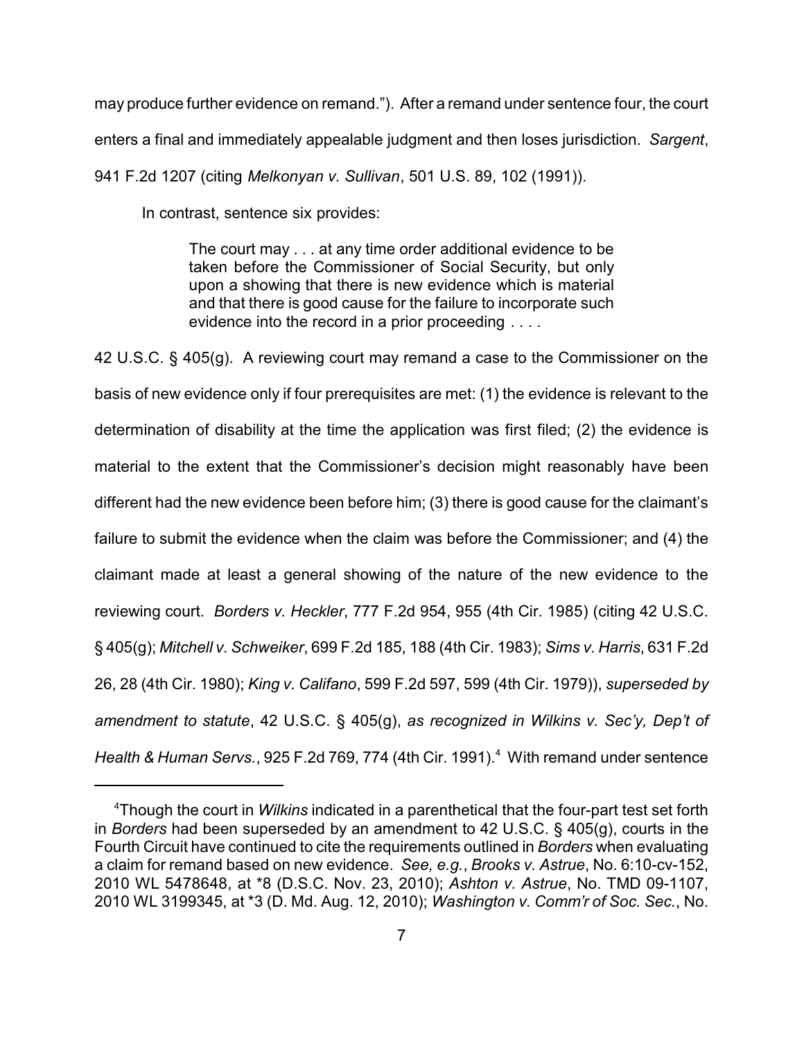may produce further evidence on remand."). After a remand under sentence four, the court enters a final and immediately appealable judgment and then loses jurisdiction. *Sargent*, 941 F.2d 1207 (citing *Melkonyan v. Sullivan*, 501 U.S. 89, 102 (1991)).

In contrast, sentence six provides:

> The court may . . . at any time order additional evidence to be taken before the Commissioner of Social Security, but only upon a showing that there is new evidence which is material and that there is good cause for the failure to incorporate such evidence into the record in a prior proceeding . . . .

42 U.S.C. § 405(g). A reviewing court may remand a case to the Commissioner on the basis of new evidence only if four prerequisites are met: (1) the evidence is relevant to the determination of disability at the time the application was first filed; (2) the evidence is material to the extent that the Commissioner's decision might reasonably have been different had the new evidence been before him; (3) there is good cause for the claimant's failure to submit the evidence when the claim was before the Commissioner; and (4) the claimant made at least a general showing of the nature of the new evidence to the reviewing court. *Borders v. Heckler*, 777 F.2d 954, 955 (4th Cir. 1985) (citing 42 U.S.C. § 405(g); *Mitchell v. Schweiker*, 699 F.2d 185, 188 (4th Cir. 1983); *Sims v. Harris*, 631 F.2d 26, 28 (4th Cir. 1980); *King v. Califano*, 599 F.2d 597, 599 (4th Cir. 1979)), *superseded by amendment to statute*, 42 U.S.C. § 405(g), *as recognized in Wilkins v. Sec'y, Dep't of Health & Human Servs.*, 925 F.2d 769, 774 (4th Cir. 1991).[4] With remand under sentence

[4] Though the court in *Wilkins* indicated in a parenthetical that the four-part test set forth in *Borders* had been superseded by an amendment to 42 U.S.C. § 405(g), courts in the Fourth Circuit have continued to cite the requirements outlined in *Borders* when evaluating a claim for remand based on new evidence. *See, e.g.*, *Brooks v. Astrue*, No. 6:10-cv-152, 2010 WL 5478648, at *8 (D.S.C. Nov. 23, 2010); *Ashton v. Astrue*, No. TMD 09-1107, 2010 WL 3199345, at *3 (D. Md. Aug. 12, 2010); *Washington v. Comm'r of Soc. Sec.*, No.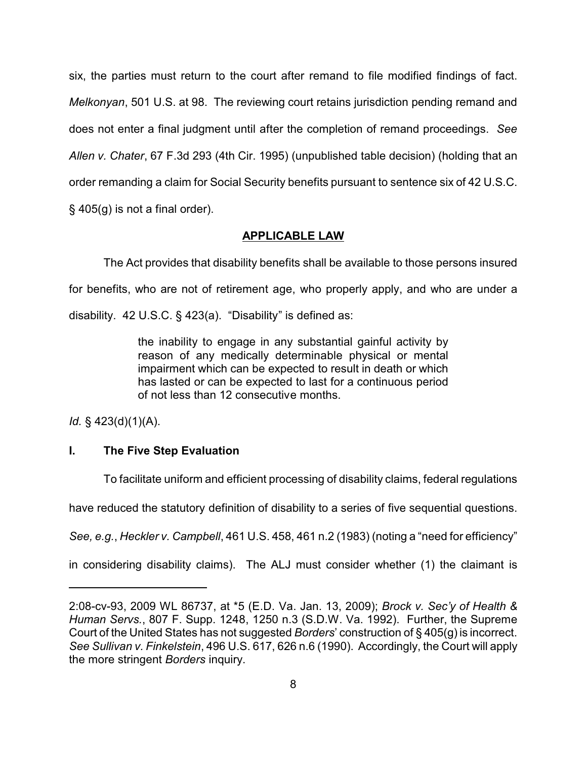six, the parties must return to the court after remand to file modified findings of fact. *Melkonyan*, 501 U.S. at 98. The reviewing court retains jurisdiction pending remand and does not enter a final judgment until after the completion of remand proceedings. *See Allen v. Chater*, 67 F.3d 293 (4th Cir. 1995) (unpublished table decision) (holding that an order remanding a claim for Social Security benefits pursuant to sentence six of 42 U.S.C. § 405(g) is not a final order).

## APPLICABLE LAW

The Act provides that disability benefits shall be available to those persons insured for benefits, who are not of retirement age, who properly apply, and who are under a disability. 42 U.S.C. § 423(a). "Disability" is defined as:

> the inability to engage in any substantial gainful activity by reason of any medically determinable physical or mental impairment which can be expected to result in death or which has lasted or can be expected to last for a continuous period of not less than 12 consecutive months.

*Id.* § 423(d)(1)(A).

### I. The Five Step Evaluation

To facilitate uniform and efficient processing of disability claims, federal regulations have reduced the statutory definition of disability to a series of five sequential questions. *See, e.g.*, *Heckler v. Campbell*, 461 U.S. 458, 461 n.2 (1983) (noting a "need for efficiency" in considering disability claims). The ALJ must consider whether (1) the claimant is

---

2:08-cv-93, 2009 WL 86737, at \*5 (E.D. Va. Jan. 13, 2009); *Brock v. Sec'y of Health & Human Servs.*, 807 F. Supp. 1248, 1250 n.3 (S.D.W. Va. 1992). Further, the Supreme Court of the United States has not suggested *Borders*' construction of § 405(g) is incorrect. *See Sullivan v. Finkelstein*, 496 U.S. 617, 626 n.6 (1990). Accordingly, the Court will apply the more stringent *Borders* inquiry.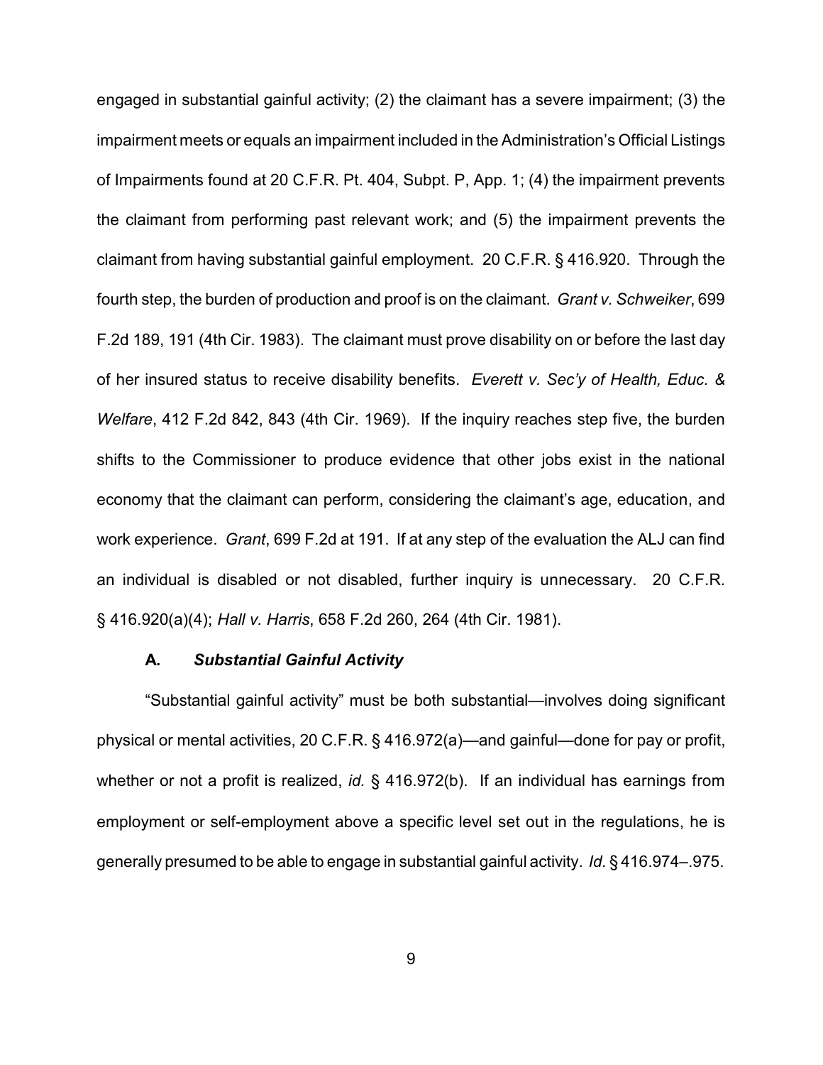engaged in substantial gainful activity; (2) the claimant has a severe impairment; (3) the impairment meets or equals an impairment included in the Administration's Official Listings of Impairments found at 20 C.F.R. Pt. 404, Subpt. P, App. 1; (4) the impairment prevents the claimant from performing past relevant work; and (5) the impairment prevents the claimant from having substantial gainful employment. 20 C.F.R. § 416.920. Through the fourth step, the burden of production and proof is on the claimant. *Grant v. Schweiker*, 699 F.2d 189, 191 (4th Cir. 1983). The claimant must prove disability on or before the last day of her insured status to receive disability benefits. *Everett v. Sec'y of Health, Educ. & Welfare*, 412 F.2d 842, 843 (4th Cir. 1969). If the inquiry reaches step five, the burden shifts to the Commissioner to produce evidence that other jobs exist in the national economy that the claimant can perform, considering the claimant's age, education, and work experience. *Grant*, 699 F.2d at 191. If at any step of the evaluation the ALJ can find an individual is disabled or not disabled, further inquiry is unnecessary. 20 C.F.R. § 416.920(a)(4); *Hall v. Harris*, 658 F.2d 260, 264 (4th Cir. 1981).

### A. ***Substantial Gainful Activity***

"Substantial gainful activity" must be both substantial—involves doing significant physical or mental activities, 20 C.F.R. § 416.972(a)—and gainful—done for pay or profit, whether or not a profit is realized, *id.* § 416.972(b). If an individual has earnings from employment or self-employment above a specific level set out in the regulations, he is generally presumed to be able to engage in substantial gainful activity. *Id.* § 416.974–.975.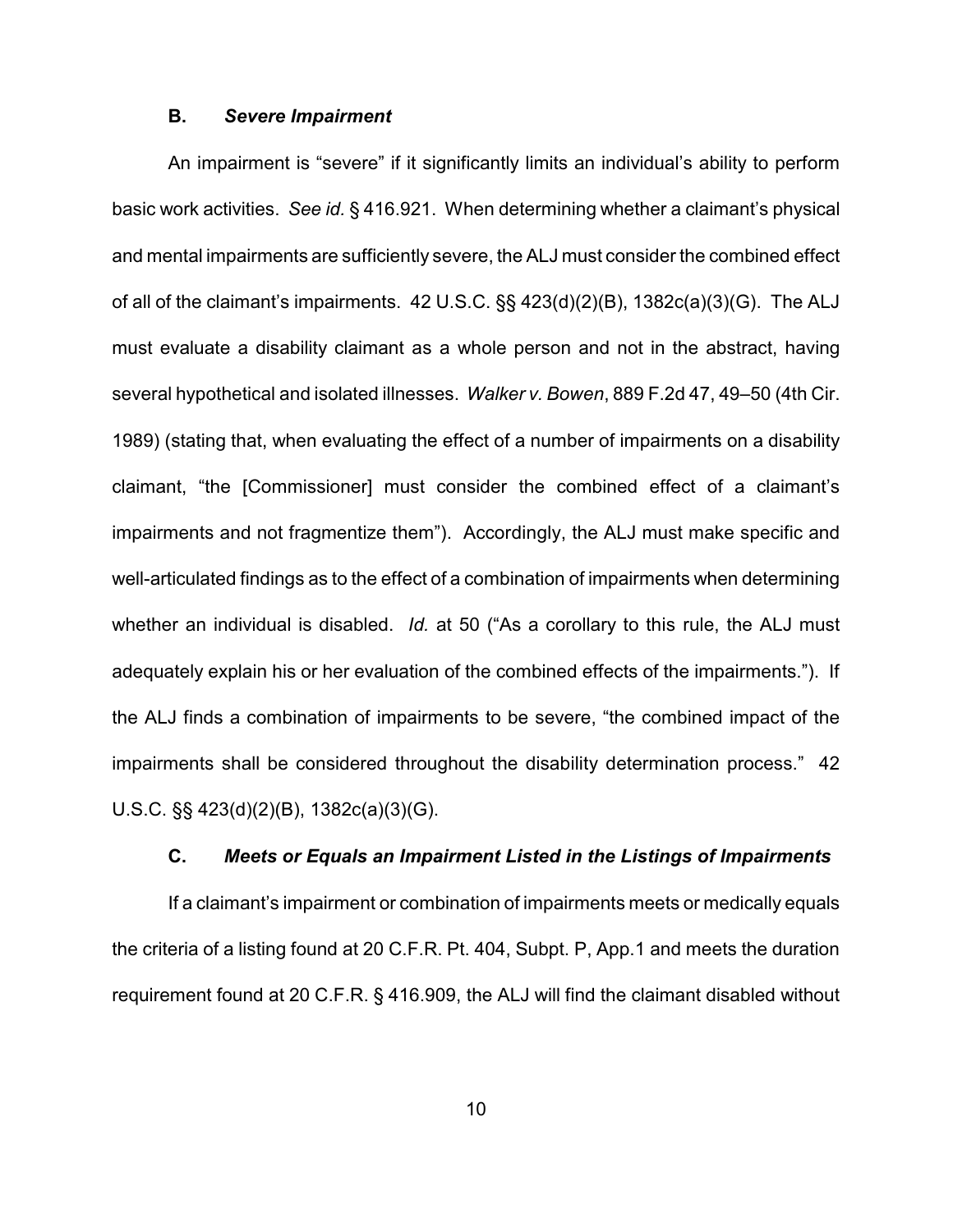### B. *Severe Impairment*

An impairment is "severe" if it significantly limits an individual's ability to perform basic work activities. *See id.* § 416.921. When determining whether a claimant's physical and mental impairments are sufficiently severe, the ALJ must consider the combined effect of all of the claimant's impairments. 42 U.S.C. §§ 423(d)(2)(B), 1382c(a)(3)(G). The ALJ must evaluate a disability claimant as a whole person and not in the abstract, having several hypothetical and isolated illnesses. *Walker v. Bowen*, 889 F.2d 47, 49–50 (4th Cir. 1989) (stating that, when evaluating the effect of a number of impairments on a disability claimant, "the [Commissioner] must consider the combined effect of a claimant's impairments and not fragmentize them"). Accordingly, the ALJ must make specific and well-articulated findings as to the effect of a combination of impairments when determining whether an individual is disabled. *Id.* at 50 ("As a corollary to this rule, the ALJ must adequately explain his or her evaluation of the combined effects of the impairments."). If the ALJ finds a combination of impairments to be severe, "the combined impact of the impairments shall be considered throughout the disability determination process." 42 U.S.C. §§ 423(d)(2)(B), 1382c(a)(3)(G).

### C. *Meets or Equals an Impairment Listed in the Listings of Impairments*

If a claimant's impairment or combination of impairments meets or medically equals the criteria of a listing found at 20 C.F.R. Pt. 404, Subpt. P, App.1 and meets the duration requirement found at 20 C.F.R. § 416.909, the ALJ will find the claimant disabled without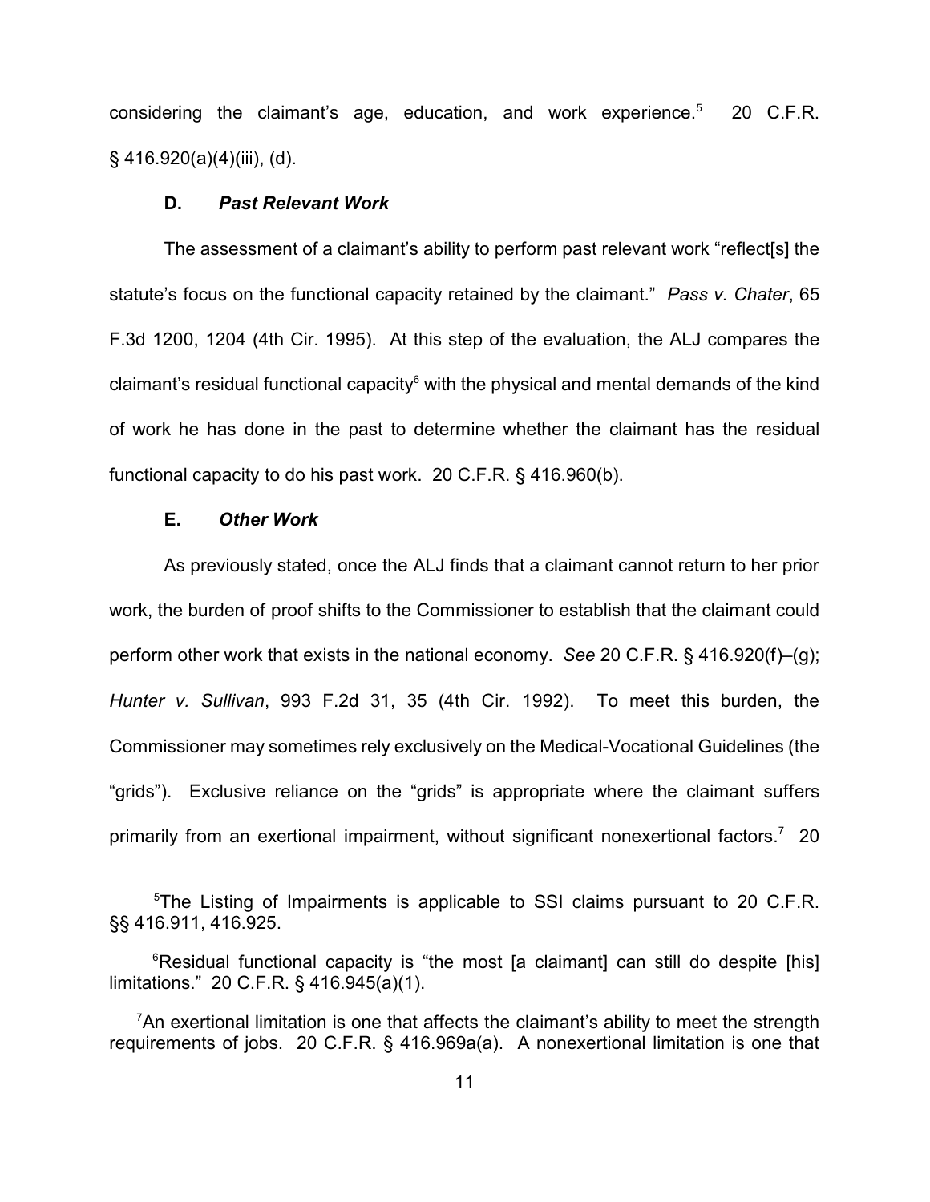considering the claimant's age, education, and work experience.[5] 20 C.F.R. § 416.920(a)(4)(iii), (d).

### D. *Past Relevant Work*

The assessment of a claimant's ability to perform past relevant work "reflect[s] the statute's focus on the functional capacity retained by the claimant." *Pass v. Chater*, 65 F.3d 1200, 1204 (4th Cir. 1995). At this step of the evaluation, the ALJ compares the claimant's residual functional capacity[6] with the physical and mental demands of the kind of work he has done in the past to determine whether the claimant has the residual functional capacity to do his past work. 20 C.F.R. § 416.960(b).

### E. *Other Work*

As previously stated, once the ALJ finds that a claimant cannot return to her prior work, the burden of proof shifts to the Commissioner to establish that the claimant could perform other work that exists in the national economy. *See* 20 C.F.R. § 416.920(f)–(g); *Hunter v. Sullivan*, 993 F.2d 31, 35 (4th Cir. 1992). To meet this burden, the Commissioner may sometimes rely exclusively on the Medical-Vocational Guidelines (the "grids"). Exclusive reliance on the "grids" is appropriate where the claimant suffers primarily from an exertional impairment, without significant nonexertional factors.[7] 20

---

[5]The Listing of Impairments is applicable to SSI claims pursuant to 20 C.F.R. §§ 416.911, 416.925.

[6]Residual functional capacity is "the most [a claimant] can still do despite [his] limitations." 20 C.F.R. § 416.945(a)(1).

[7]An exertional limitation is one that affects the claimant's ability to meet the strength requirements of jobs. 20 C.F.R. § 416.969a(a). A nonexertional limitation is one that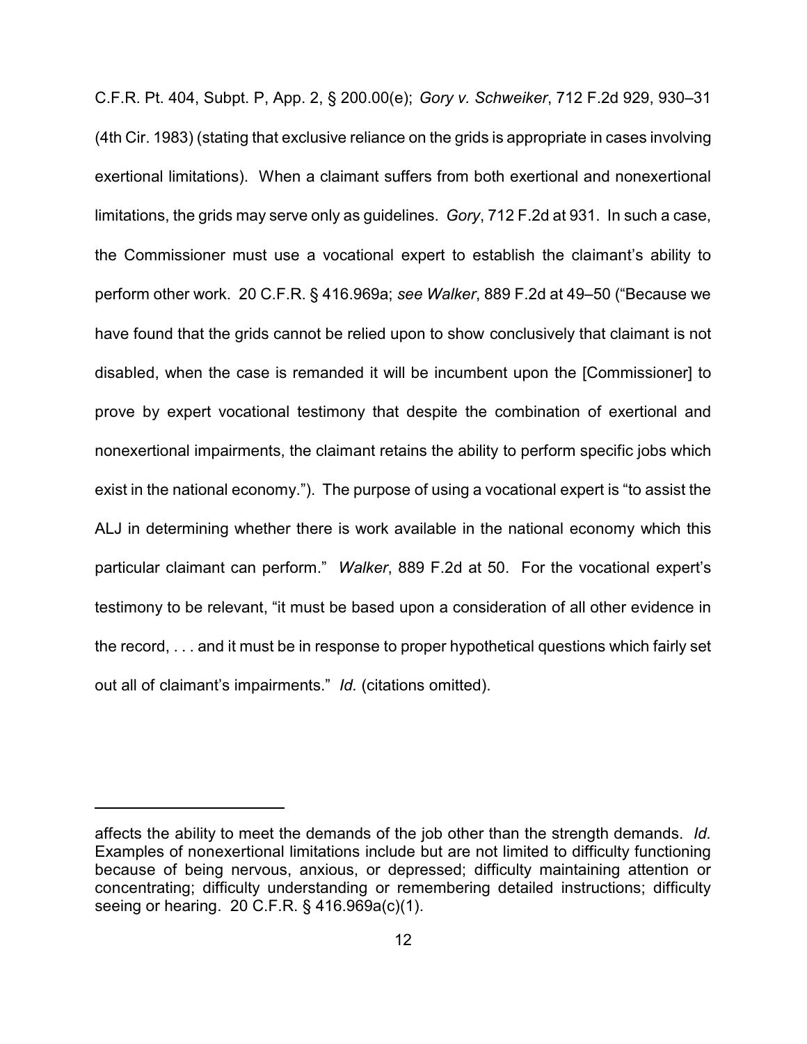C.F.R. Pt. 404, Subpt. P, App. 2, § 200.00(e); *Gory v. Schweiker*, 712 F.2d 929, 930–31 (4th Cir. 1983) (stating that exclusive reliance on the grids is appropriate in cases involving exertional limitations). When a claimant suffers from both exertional and nonexertional limitations, the grids may serve only as guidelines. *Gory*, 712 F.2d at 931. In such a case, the Commissioner must use a vocational expert to establish the claimant's ability to perform other work. 20 C.F.R. § 416.969a; *see Walker*, 889 F.2d at 49–50 ("Because we have found that the grids cannot be relied upon to show conclusively that claimant is not disabled, when the case is remanded it will be incumbent upon the [Commissioner] to prove by expert vocational testimony that despite the combination of exertional and nonexertional impairments, the claimant retains the ability to perform specific jobs which exist in the national economy."). The purpose of using a vocational expert is "to assist the ALJ in determining whether there is work available in the national economy which this particular claimant can perform." *Walker*, 889 F.2d at 50. For the vocational expert's testimony to be relevant, "it must be based upon a consideration of all other evidence in the record, . . . and it must be in response to proper hypothetical questions which fairly set out all of claimant's impairments." *Id.* (citations omitted).

---

affects the ability to meet the demands of the job other than the strength demands. *Id.* Examples of nonexertional limitations include but are not limited to difficulty functioning because of being nervous, anxious, or depressed; difficulty maintaining attention or concentrating; difficulty understanding or remembering detailed instructions; difficulty seeing or hearing. 20 C.F.R. § 416.969a(c)(1).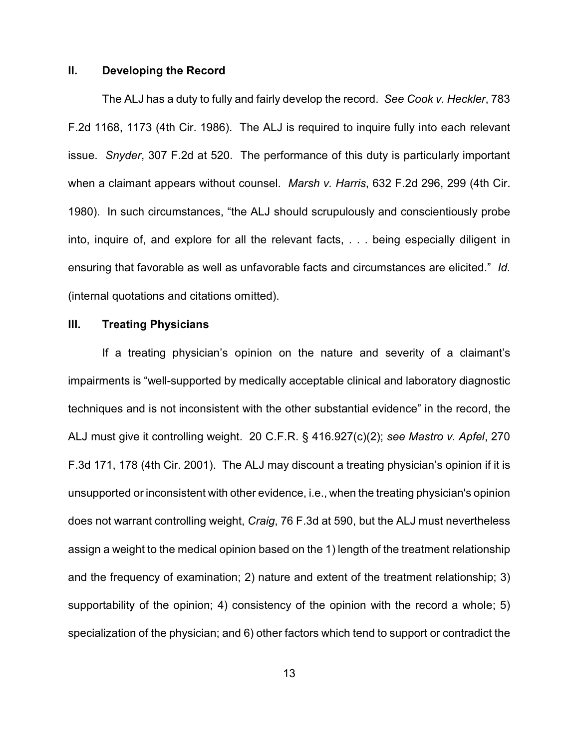## II. Developing the Record

The ALJ has a duty to fully and fairly develop the record. *See Cook v. Heckler*, 783 F.2d 1168, 1173 (4th Cir. 1986). The ALJ is required to inquire fully into each relevant issue. *Snyder*, 307 F.2d at 520. The performance of this duty is particularly important when a claimant appears without counsel. *Marsh v. Harris*, 632 F.2d 296, 299 (4th Cir. 1980). In such circumstances, "the ALJ should scrupulously and conscientiously probe into, inquire of, and explore for all the relevant facts, . . . being especially diligent in ensuring that favorable as well as unfavorable facts and circumstances are elicited." *Id.* (internal quotations and citations omitted).

## III. Treating Physicians

If a treating physician's opinion on the nature and severity of a claimant's impairments is "well-supported by medically acceptable clinical and laboratory diagnostic techniques and is not inconsistent with the other substantial evidence" in the record, the ALJ must give it controlling weight. 20 C.F.R. § 416.927(c)(2); *see Mastro v. Apfel*, 270 F.3d 171, 178 (4th Cir. 2001). The ALJ may discount a treating physician's opinion if it is unsupported or inconsistent with other evidence, i.e., when the treating physician's opinion does not warrant controlling weight, *Craig*, 76 F.3d at 590, but the ALJ must nevertheless assign a weight to the medical opinion based on the 1) length of the treatment relationship and the frequency of examination; 2) nature and extent of the treatment relationship; 3) supportability of the opinion; 4) consistency of the opinion with the record a whole; 5) specialization of the physician; and 6) other factors which tend to support or contradict the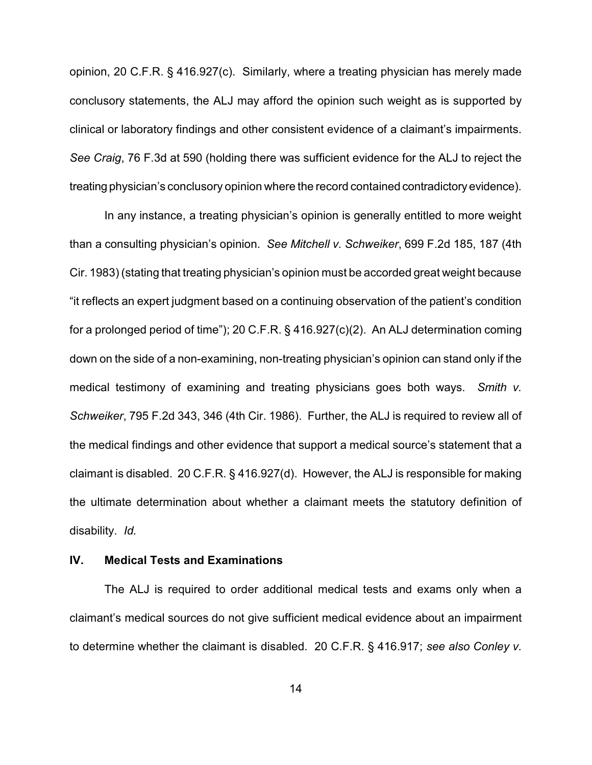opinion, 20 C.F.R. § 416.927(c). Similarly, where a treating physician has merely made conclusory statements, the ALJ may afford the opinion such weight as is supported by clinical or laboratory findings and other consistent evidence of a claimant's impairments. *See Craig*, 76 F.3d at 590 (holding there was sufficient evidence for the ALJ to reject the treating physician's conclusory opinion where the record contained contradictory evidence).

In any instance, a treating physician's opinion is generally entitled to more weight than a consulting physician's opinion. *See Mitchell v. Schweiker*, 699 F.2d 185, 187 (4th Cir. 1983) (stating that treating physician's opinion must be accorded great weight because "it reflects an expert judgment based on a continuing observation of the patient's condition for a prolonged period of time"); 20 C.F.R. § 416.927(c)(2). An ALJ determination coming down on the side of a non-examining, non-treating physician's opinion can stand only if the medical testimony of examining and treating physicians goes both ways. *Smith v. Schweiker*, 795 F.2d 343, 346 (4th Cir. 1986). Further, the ALJ is required to review all of the medical findings and other evidence that support a medical source's statement that a claimant is disabled. 20 C.F.R. § 416.927(d). However, the ALJ is responsible for making the ultimate determination about whether a claimant meets the statutory definition of disability. *Id.*

## IV. Medical Tests and Examinations

The ALJ is required to order additional medical tests and exams only when a claimant's medical sources do not give sufficient medical evidence about an impairment to determine whether the claimant is disabled. 20 C.F.R. § 416.917; *see also Conley v.*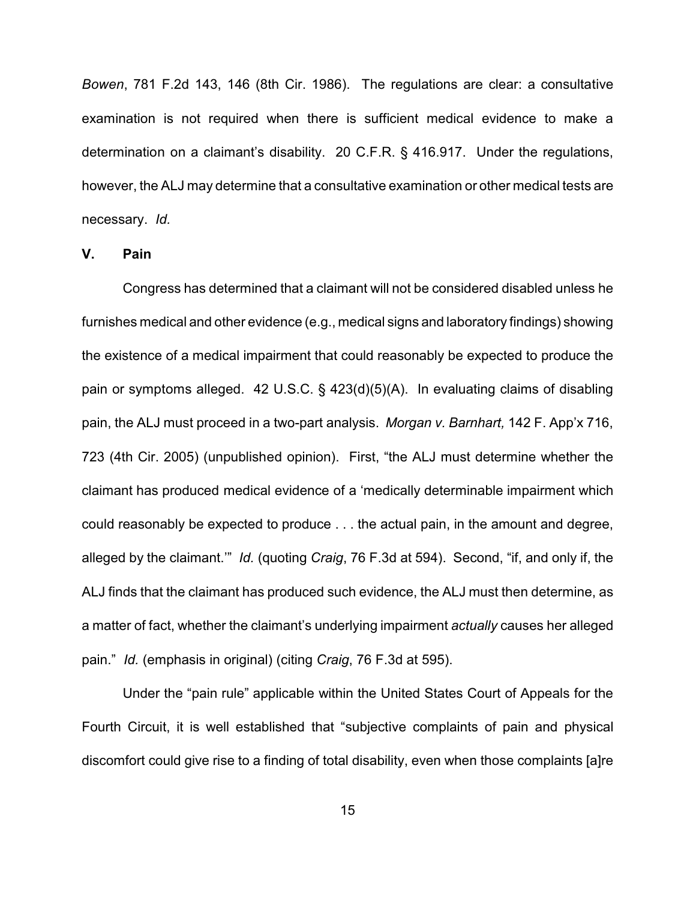*Bowen*, 781 F.2d 143, 146 (8th Cir. 1986). The regulations are clear: a consultative examination is not required when there is sufficient medical evidence to make a determination on a claimant's disability. 20 C.F.R. § 416.917. Under the regulations, however, the ALJ may determine that a consultative examination or other medical tests are necessary. *Id.*

## V. Pain

Congress has determined that a claimant will not be considered disabled unless he furnishes medical and other evidence (e.g., medical signs and laboratory findings) showing the existence of a medical impairment that could reasonably be expected to produce the pain or symptoms alleged. 42 U.S.C. § 423(d)(5)(A). In evaluating claims of disabling pain, the ALJ must proceed in a two-part analysis. *Morgan v. Barnhart,* 142 F. App'x 716, 723 (4th Cir. 2005) (unpublished opinion). First, "the ALJ must determine whether the claimant has produced medical evidence of a 'medically determinable impairment which could reasonably be expected to produce . . . the actual pain, in the amount and degree, alleged by the claimant.'" *Id.* (quoting *Craig*, 76 F.3d at 594). Second, "if, and only if, the ALJ finds that the claimant has produced such evidence, the ALJ must then determine, as a matter of fact, whether the claimant's underlying impairment *actually* causes her alleged pain." *Id.* (emphasis in original) (citing *Craig*, 76 F.3d at 595).

Under the "pain rule" applicable within the United States Court of Appeals for the Fourth Circuit, it is well established that "subjective complaints of pain and physical discomfort could give rise to a finding of total disability, even when those complaints [a]re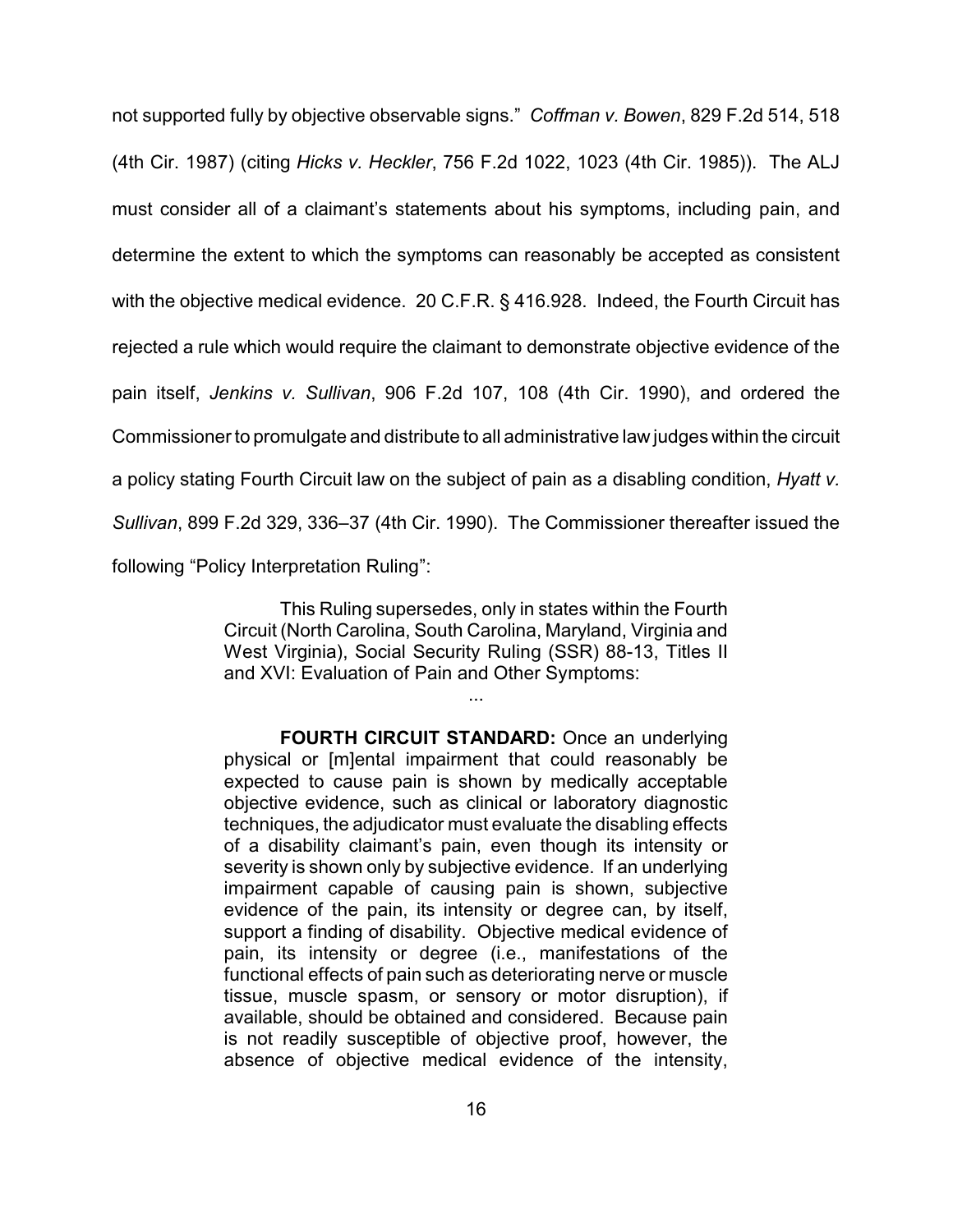not supported fully by objective observable signs." *Coffman v. Bowen*, 829 F.2d 514, 518 (4th Cir. 1987) (citing *Hicks v. Heckler*, 756 F.2d 1022, 1023 (4th Cir. 1985)). The ALJ must consider all of a claimant's statements about his symptoms, including pain, and determine the extent to which the symptoms can reasonably be accepted as consistent with the objective medical evidence. 20 C.F.R. § 416.928. Indeed, the Fourth Circuit has rejected a rule which would require the claimant to demonstrate objective evidence of the pain itself, *Jenkins v. Sullivan*, 906 F.2d 107, 108 (4th Cir. 1990), and ordered the Commissioner to promulgate and distribute to all administrative law judges within the circuit a policy stating Fourth Circuit law on the subject of pain as a disabling condition, *Hyatt v. Sullivan*, 899 F.2d 329, 336–37 (4th Cir. 1990). The Commissioner thereafter issued the following "Policy Interpretation Ruling":

> This Ruling supersedes, only in states within the Fourth Circuit (North Carolina, South Carolina, Maryland, Virginia and West Virginia), Social Security Ruling (SSR) 88-13, Titles II and XVI: Evaluation of Pain and Other Symptoms:
>
> ...
>
> **FOURTH CIRCUIT STANDARD:** Once an underlying physical or [m]ental impairment that could reasonably be expected to cause pain is shown by medically acceptable objective evidence, such as clinical or laboratory diagnostic techniques, the adjudicator must evaluate the disabling effects of a disability claimant's pain, even though its intensity or severity is shown only by subjective evidence. If an underlying impairment capable of causing pain is shown, subjective evidence of the pain, its intensity or degree can, by itself, support a finding of disability. Objective medical evidence of pain, its intensity or degree (i.e., manifestations of the functional effects of pain such as deteriorating nerve or muscle tissue, muscle spasm, or sensory or motor disruption), if available, should be obtained and considered. Because pain is not readily susceptible of objective proof, however, the absence of objective medical evidence of the intensity,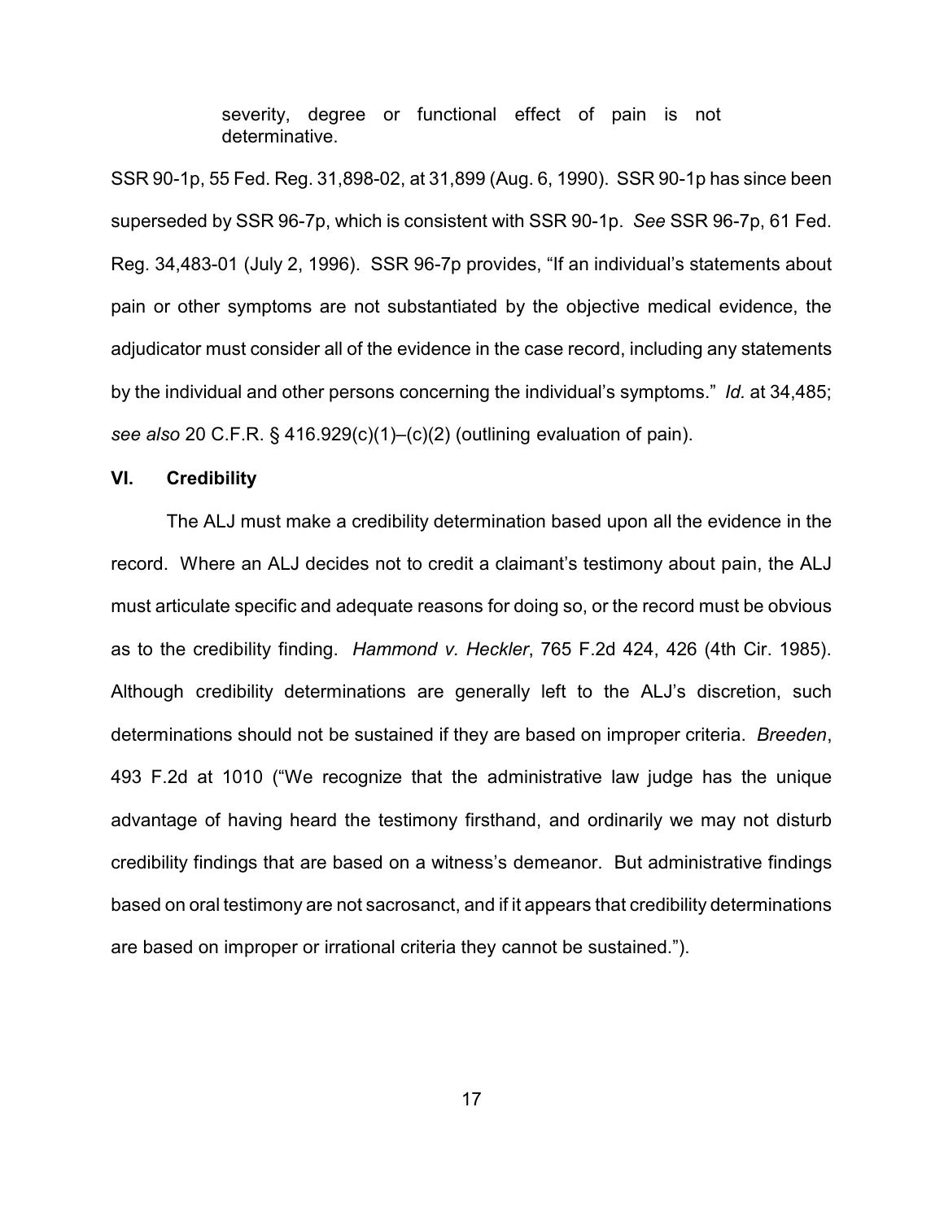> severity, degree or functional effect of pain is not determinative.

SSR 90-1p, 55 Fed. Reg. 31,898-02, at 31,899 (Aug. 6, 1990). SSR 90-1p has since been superseded by SSR 96-7p, which is consistent with SSR 90-1p. *See* SSR 96-7p, 61 Fed. Reg. 34,483-01 (July 2, 1996). SSR 96-7p provides, "If an individual's statements about pain or other symptoms are not substantiated by the objective medical evidence, the adjudicator must consider all of the evidence in the case record, including any statements by the individual and other persons concerning the individual's symptoms." *Id.* at 34,485; *see also* 20 C.F.R. § 416.929(c)(1)–(c)(2) (outlining evaluation of pain).

## VI. Credibility

The ALJ must make a credibility determination based upon all the evidence in the record. Where an ALJ decides not to credit a claimant's testimony about pain, the ALJ must articulate specific and adequate reasons for doing so, or the record must be obvious as to the credibility finding. *Hammond v. Heckler*, 765 F.2d 424, 426 (4th Cir. 1985). Although credibility determinations are generally left to the ALJ's discretion, such determinations should not be sustained if they are based on improper criteria. *Breeden*, 493 F.2d at 1010 ("We recognize that the administrative law judge has the unique advantage of having heard the testimony firsthand, and ordinarily we may not disturb credibility findings that are based on a witness's demeanor. But administrative findings based on oral testimony are not sacrosanct, and if it appears that credibility determinations are based on improper or irrational criteria they cannot be sustained.").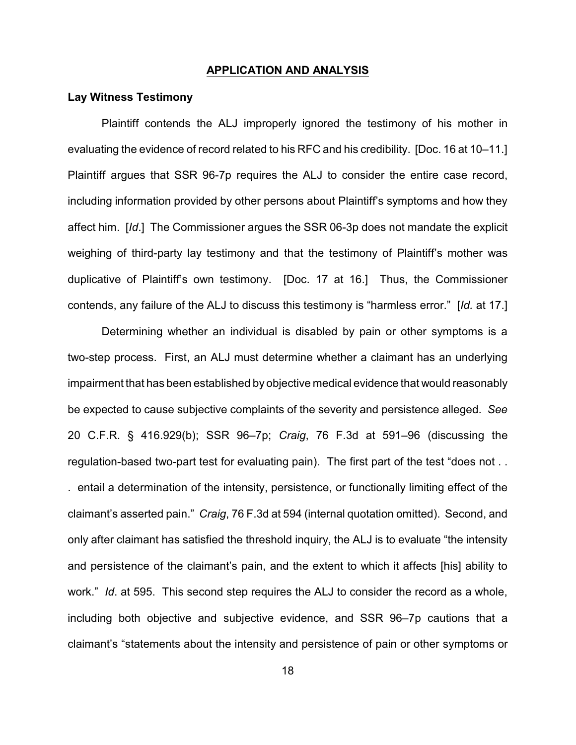## APPLICATION AND ANALYSIS

### Lay Witness Testimony

Plaintiff contends the ALJ improperly ignored the testimony of his mother in evaluating the evidence of record related to his RFC and his credibility. [Doc. 16 at 10–11.] Plaintiff argues that SSR 96-7p requires the ALJ to consider the entire case record, including information provided by other persons about Plaintiff's symptoms and how they affect him. [*Id*.] The Commissioner argues the SSR 06-3p does not mandate the explicit weighing of third-party lay testimony and that the testimony of Plaintiff's mother was duplicative of Plaintiff's own testimony. [Doc. 17 at 16.] Thus, the Commissioner contends, any failure of the ALJ to discuss this testimony is "harmless error." [*Id.* at 17.]

Determining whether an individual is disabled by pain or other symptoms is a two-step process. First, an ALJ must determine whether a claimant has an underlying impairment that has been established by objective medical evidence that would reasonably be expected to cause subjective complaints of the severity and persistence alleged. *See* 20 C.F.R. § 416.929(b); SSR 96–7p; *Craig*, 76 F.3d at 591–96 (discussing the regulation-based two-part test for evaluating pain). The first part of the test "does not . . . entail a determination of the intensity, persistence, or functionally limiting effect of the claimant's asserted pain." *Craig*, 76 F.3d at 594 (internal quotation omitted). Second, and only after claimant has satisfied the threshold inquiry, the ALJ is to evaluate "the intensity and persistence of the claimant's pain, and the extent to which it affects [his] ability to work." *Id*. at 595. This second step requires the ALJ to consider the record as a whole, including both objective and subjective evidence, and SSR 96–7p cautions that a claimant's "statements about the intensity and persistence of pain or other symptoms or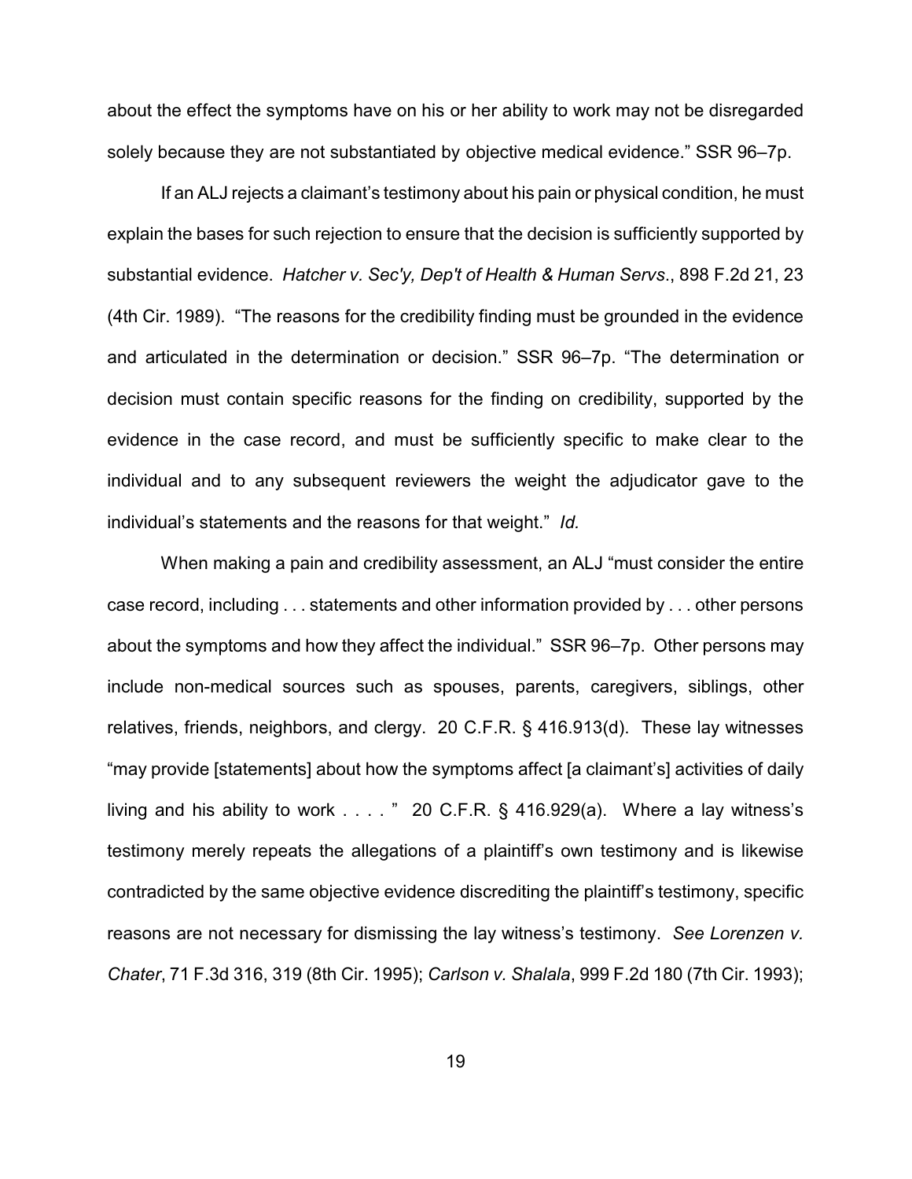about the effect the symptoms have on his or her ability to work may not be disregarded solely because they are not substantiated by objective medical evidence." SSR 96–7p.

If an ALJ rejects a claimant's testimony about his pain or physical condition, he must explain the bases for such rejection to ensure that the decision is sufficiently supported by substantial evidence. *Hatcher v. Sec'y, Dep't of Health & Human Servs*., 898 F.2d 21, 23 (4th Cir. 1989). "The reasons for the credibility finding must be grounded in the evidence and articulated in the determination or decision." SSR 96–7p. "The determination or decision must contain specific reasons for the finding on credibility, supported by the evidence in the case record, and must be sufficiently specific to make clear to the individual and to any subsequent reviewers the weight the adjudicator gave to the individual's statements and the reasons for that weight." *Id.*

When making a pain and credibility assessment, an ALJ "must consider the entire case record, including . . . statements and other information provided by . . . other persons about the symptoms and how they affect the individual." SSR 96–7p. Other persons may include non-medical sources such as spouses, parents, caregivers, siblings, other relatives, friends, neighbors, and clergy. 20 C.F.R. § 416.913(d). These lay witnesses "may provide [statements] about how the symptoms affect [a claimant's] activities of daily living and his ability to work . . . . " 20 C.F.R. § 416.929(a). Where a lay witness's testimony merely repeats the allegations of a plaintiff's own testimony and is likewise contradicted by the same objective evidence discrediting the plaintiff's testimony, specific reasons are not necessary for dismissing the lay witness's testimony. *See Lorenzen v. Chater*, 71 F.3d 316, 319 (8th Cir. 1995); *Carlson v. Shalala*, 999 F.2d 180 (7th Cir. 1993);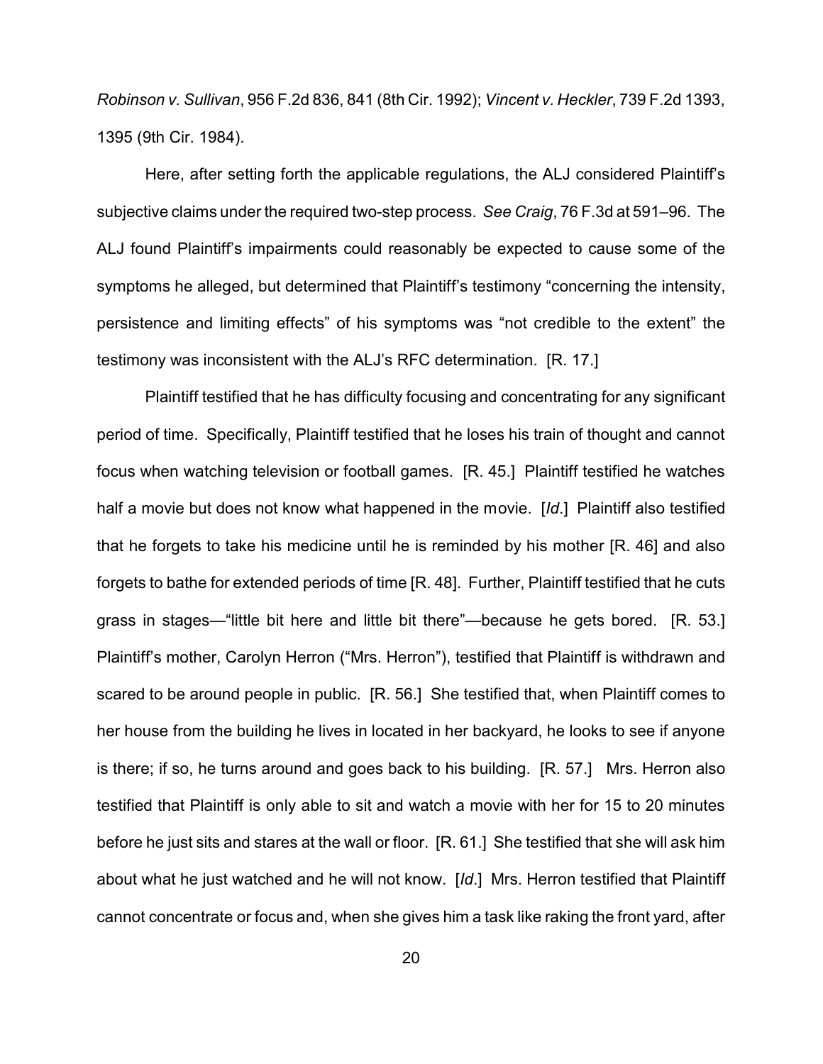*Robinson v. Sullivan*, 956 F.2d 836, 841 (8th Cir. 1992); *Vincent v. Heckler*, 739 F.2d 1393, 1395 (9th Cir. 1984).

Here, after setting forth the applicable regulations, the ALJ considered Plaintiff's subjective claims under the required two-step process. *See Craig*, 76 F.3d at 591–96. The ALJ found Plaintiff's impairments could reasonably be expected to cause some of the symptoms he alleged, but determined that Plaintiff's testimony "concerning the intensity, persistence and limiting effects" of his symptoms was "not credible to the extent" the testimony was inconsistent with the ALJ's RFC determination. [R. 17.]

Plaintiff testified that he has difficulty focusing and concentrating for any significant period of time. Specifically, Plaintiff testified that he loses his train of thought and cannot focus when watching television or football games. [R. 45.] Plaintiff testified he watches half a movie but does not know what happened in the movie. [*Id*.] Plaintiff also testified that he forgets to take his medicine until he is reminded by his mother [R. 46] and also forgets to bathe for extended periods of time [R. 48]. Further, Plaintiff testified that he cuts grass in stages—"little bit here and little bit there"—because he gets bored. [R. 53.] Plaintiff's mother, Carolyn Herron ("Mrs. Herron"), testified that Plaintiff is withdrawn and scared to be around people in public. [R. 56.] She testified that, when Plaintiff comes to her house from the building he lives in located in her backyard, he looks to see if anyone is there; if so, he turns around and goes back to his building. [R. 57.] Mrs. Herron also testified that Plaintiff is only able to sit and watch a movie with her for 15 to 20 minutes before he just sits and stares at the wall or floor. [R. 61.] She testified that she will ask him about what he just watched and he will not know. [*Id*.] Mrs. Herron testified that Plaintiff cannot concentrate or focus and, when she gives him a task like raking the front yard, after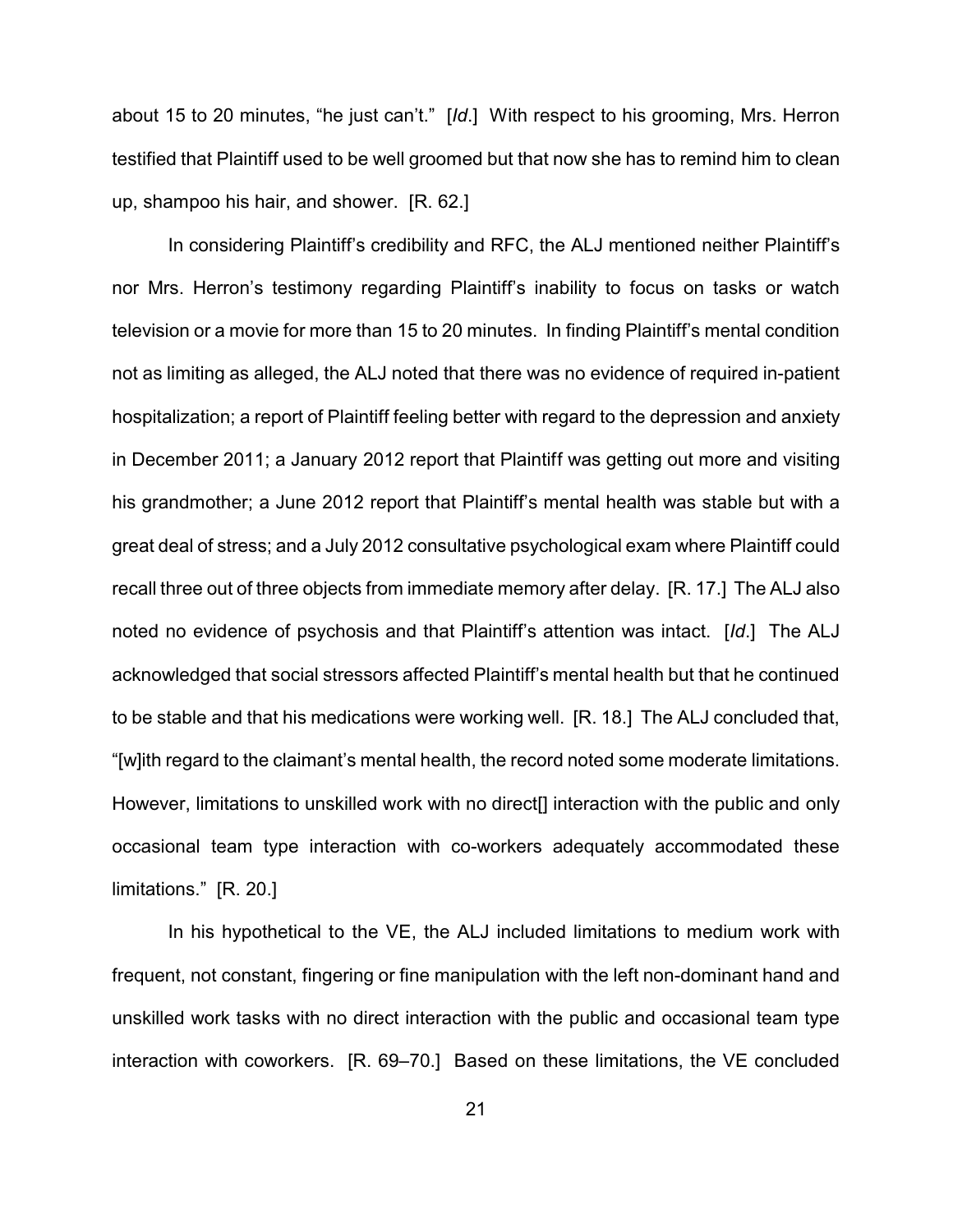about 15 to 20 minutes, "he just can't." [*Id*.] With respect to his grooming, Mrs. Herron testified that Plaintiff used to be well groomed but that now she has to remind him to clean up, shampoo his hair, and shower. [R. 62.]

In considering Plaintiff's credibility and RFC, the ALJ mentioned neither Plaintiff's nor Mrs. Herron's testimony regarding Plaintiff's inability to focus on tasks or watch television or a movie for more than 15 to 20 minutes. In finding Plaintiff's mental condition not as limiting as alleged, the ALJ noted that there was no evidence of required in-patient hospitalization; a report of Plaintiff feeling better with regard to the depression and anxiety in December 2011; a January 2012 report that Plaintiff was getting out more and visiting his grandmother; a June 2012 report that Plaintiff's mental health was stable but with a great deal of stress; and a July 2012 consultative psychological exam where Plaintiff could recall three out of three objects from immediate memory after delay. [R. 17.] The ALJ also noted no evidence of psychosis and that Plaintiff's attention was intact. [*Id*.] The ALJ acknowledged that social stressors affected Plaintiff's mental health but that he continued to be stable and that his medications were working well. [R. 18.] The ALJ concluded that, "[w]ith regard to the claimant's mental health, the record noted some moderate limitations. However, limitations to unskilled work with no direct[] interaction with the public and only occasional team type interaction with co-workers adequately accommodated these limitations." [R. 20.]

In his hypothetical to the VE, the ALJ included limitations to medium work with frequent, not constant, fingering or fine manipulation with the left non-dominant hand and unskilled work tasks with no direct interaction with the public and occasional team type interaction with coworkers. [R. 69–70.] Based on these limitations, the VE concluded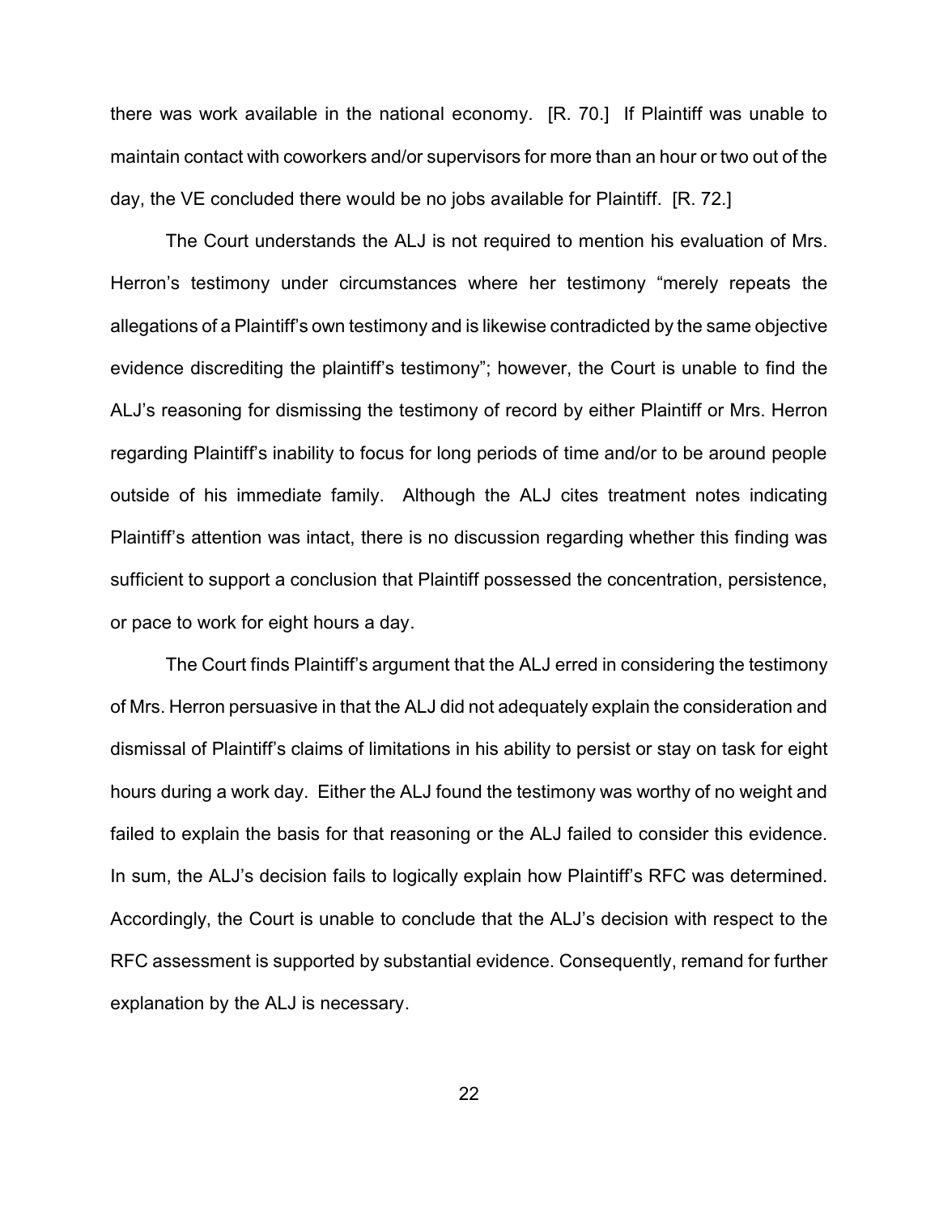there was work available in the national economy. [R. 70.] If Plaintiff was unable to maintain contact with coworkers and/or supervisors for more than an hour or two out of the day, the VE concluded there would be no jobs available for Plaintiff. [R. 72.]

The Court understands the ALJ is not required to mention his evaluation of Mrs. Herron's testimony under circumstances where her testimony "merely repeats the allegations of a Plaintiff's own testimony and is likewise contradicted by the same objective evidence discrediting the plaintiff's testimony"; however, the Court is unable to find the ALJ's reasoning for dismissing the testimony of record by either Plaintiff or Mrs. Herron regarding Plaintiff's inability to focus for long periods of time and/or to be around people outside of his immediate family. Although the ALJ cites treatment notes indicating Plaintiff's attention was intact, there is no discussion regarding whether this finding was sufficient to support a conclusion that Plaintiff possessed the concentration, persistence, or pace to work for eight hours a day.

The Court finds Plaintiff's argument that the ALJ erred in considering the testimony of Mrs. Herron persuasive in that the ALJ did not adequately explain the consideration and dismissal of Plaintiff's claims of limitations in his ability to persist or stay on task for eight hours during a work day. Either the ALJ found the testimony was worthy of no weight and failed to explain the basis for that reasoning or the ALJ failed to consider this evidence. In sum, the ALJ's decision fails to logically explain how Plaintiff's RFC was determined. Accordingly, the Court is unable to conclude that the ALJ's decision with respect to the RFC assessment is supported by substantial evidence. Consequently, remand for further explanation by the ALJ is necessary.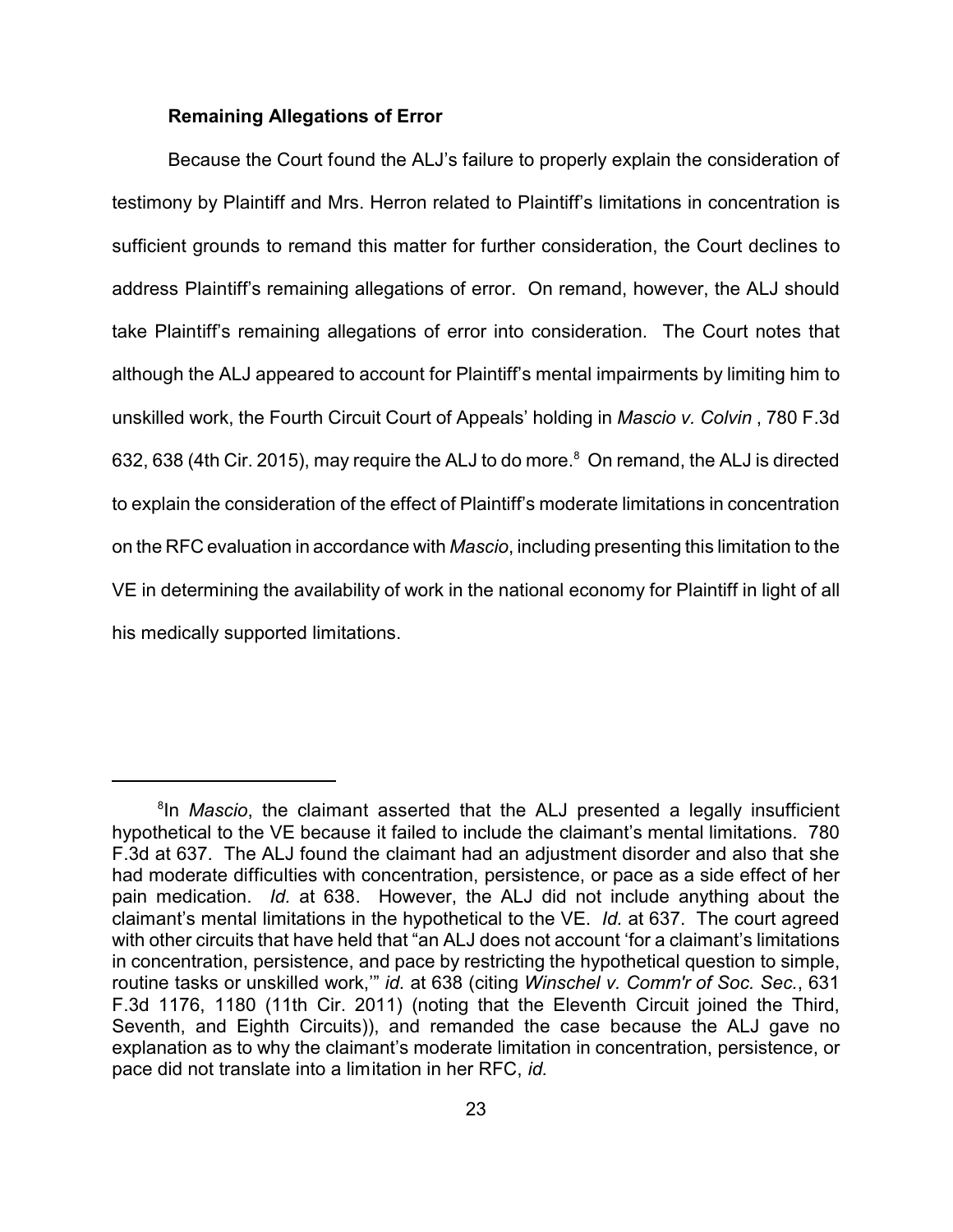**Remaining Allegations of Error**

Because the Court found the ALJ's failure to properly explain the consideration of testimony by Plaintiff and Mrs. Herron related to Plaintiff's limitations in concentration is sufficient grounds to remand this matter for further consideration, the Court declines to address Plaintiff's remaining allegations of error. On remand, however, the ALJ should take Plaintiff's remaining allegations of error into consideration. The Court notes that although the ALJ appeared to account for Plaintiff's mental impairments by limiting him to unskilled work, the Fourth Circuit Court of Appeals' holding in *Mascio v. Colvin* , 780 F.3d 632, 638 (4th Cir. 2015), may require the ALJ to do more.[8] On remand, the ALJ is directed to explain the consideration of the effect of Plaintiff's moderate limitations in concentration on the RFC evaluation in accordance with *Mascio*, including presenting this limitation to the VE in determining the availability of work in the national economy for Plaintiff in light of all his medically supported limitations.

---

[8]In *Mascio*, the claimant asserted that the ALJ presented a legally insufficient hypothetical to the VE because it failed to include the claimant's mental limitations. 780 F.3d at 637. The ALJ found the claimant had an adjustment disorder and also that she had moderate difficulties with concentration, persistence, or pace as a side effect of her pain medication. *Id.* at 638. However, the ALJ did not include anything about the claimant's mental limitations in the hypothetical to the VE. *Id.* at 637. The court agreed with other circuits that have held that "an ALJ does not account 'for a claimant's limitations in concentration, persistence, and pace by restricting the hypothetical question to simple, routine tasks or unskilled work,'" *id.* at 638 (citing *Winschel v. Comm'r of Soc. Sec.*, 631 F.3d 1176, 1180 (11th Cir. 2011) (noting that the Eleventh Circuit joined the Third, Seventh, and Eighth Circuits)), and remanded the case because the ALJ gave no explanation as to why the claimant's moderate limitation in concentration, persistence, or pace did not translate into a limitation in her RFC, *id.*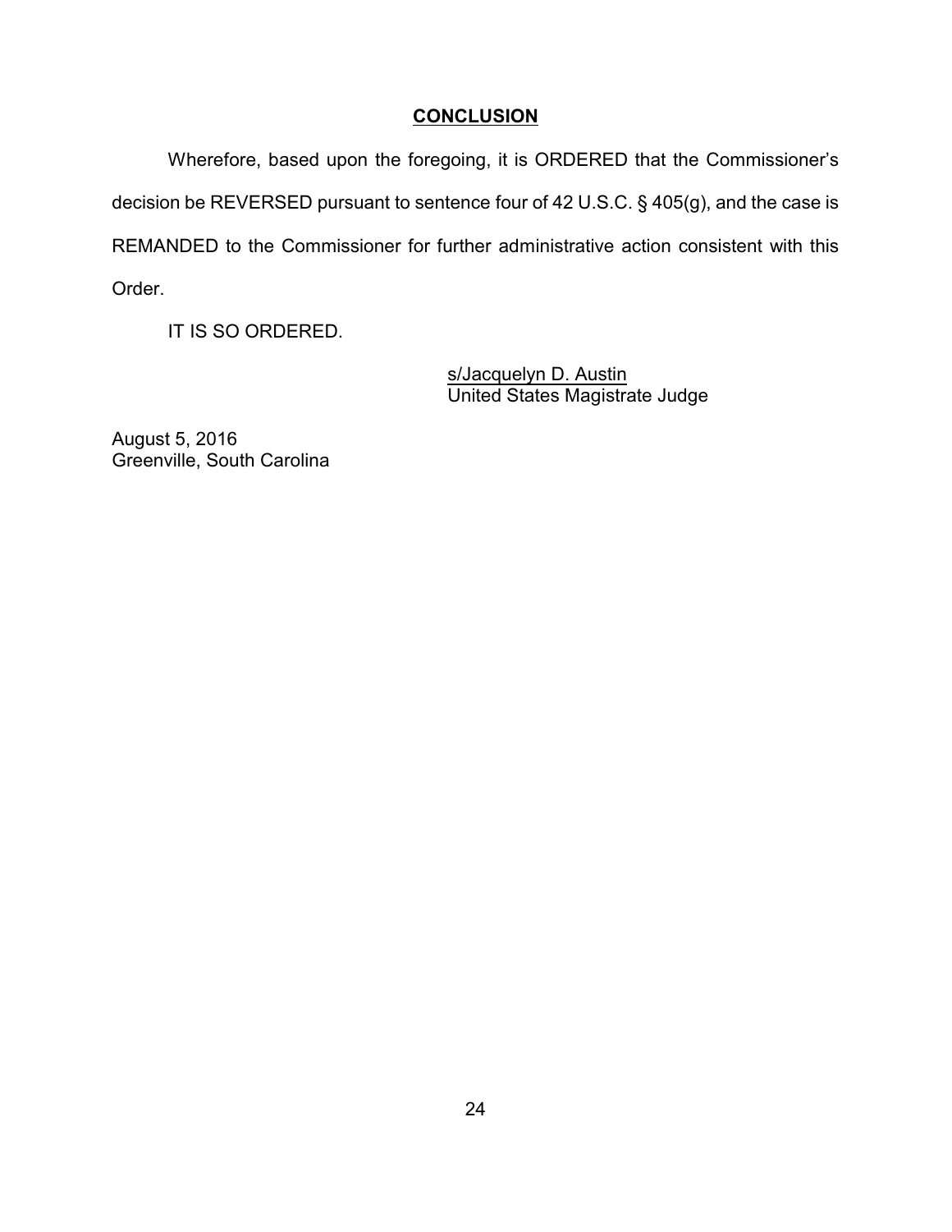## CONCLUSION

Wherefore, based upon the foregoing, it is ORDERED that the Commissioner's decision be REVERSED pursuant to sentence four of 42 U.S.C. § 405(g), and the case is REMANDED to the Commissioner for further administrative action consistent with this Order.

IT IS SO ORDERED.

s/Jacquelyn D. Austin
United States Magistrate Judge

August 5, 2016
Greenville, South Carolina